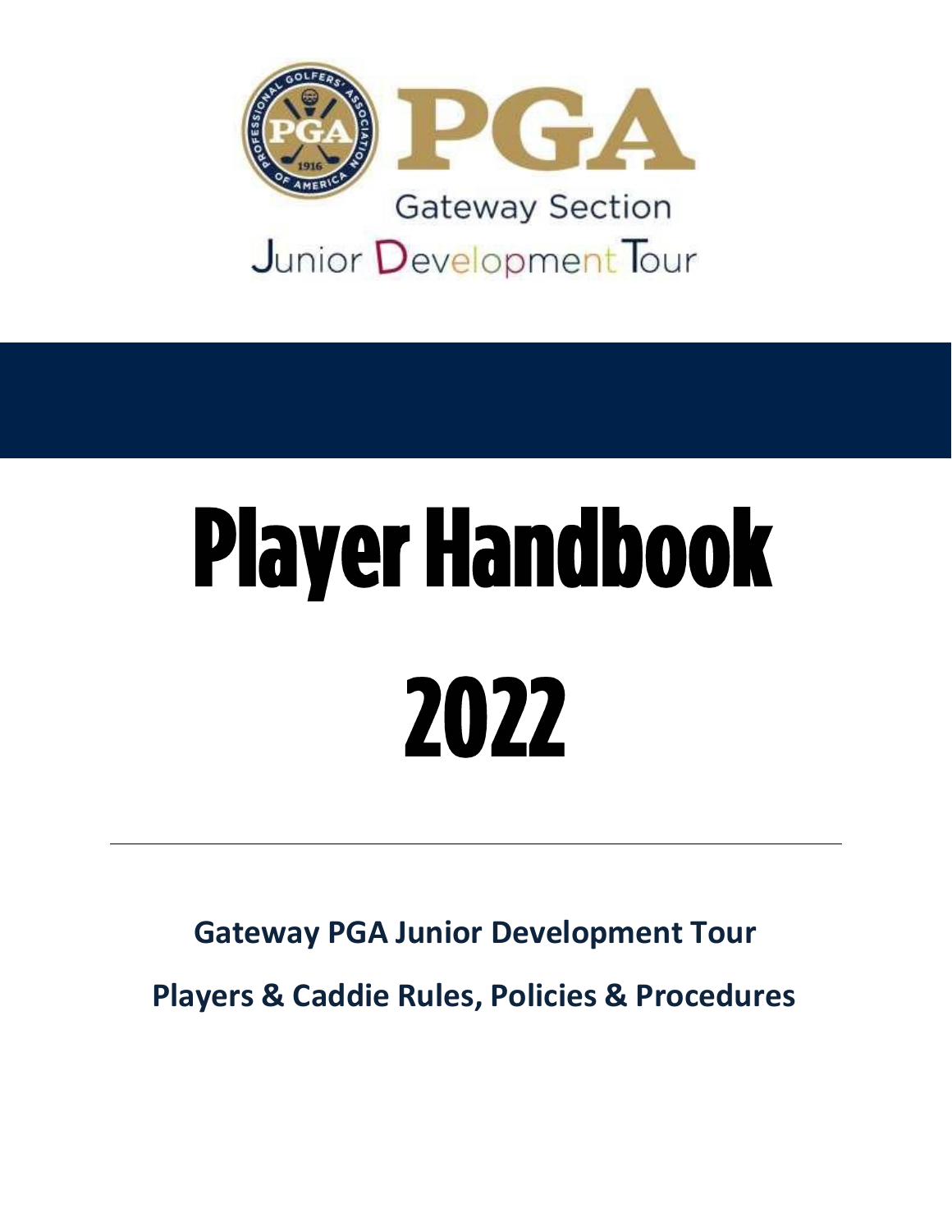PGA

Gateway Section

Junior Development Tour

# Player Handbook

# 2022

---

**Gateway PGA Junior Development Tour**

**Players & Caddie Rules, Policies & Procedures**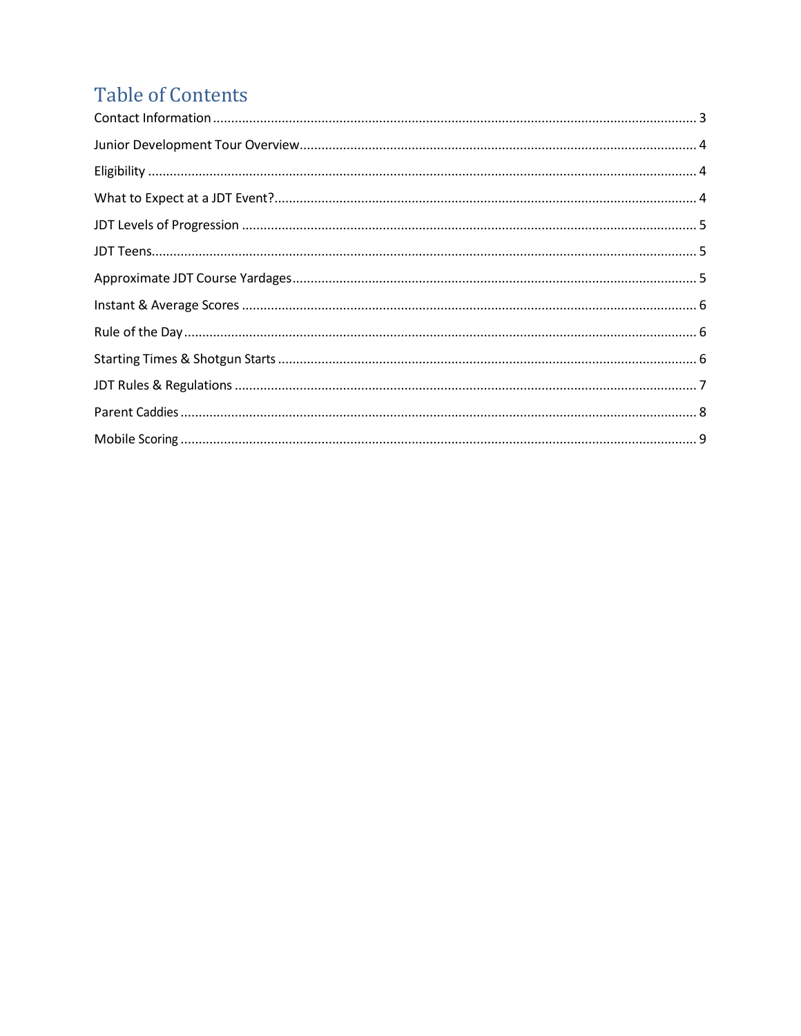# Table of Contents

Contact Information ............................................................ 3

Junior Development Tour Overview ............................................................ 4

Eligibility ............................................................ 4

What to Expect at a JDT Event? ............................................................ 4

JDT Levels of Progression ............................................................ 5

JDT Teens ............................................................ 5

Approximate JDT Course Yardages ............................................................ 5

Instant & Average Scores ............................................................ 6

Rule of the Day ............................................................ 6

Starting Times & Shotgun Starts ............................................................ 6

JDT Rules & Regulations ............................................................ 7

Parent Caddies ............................................................ 8

Mobile Scoring ............................................................ 9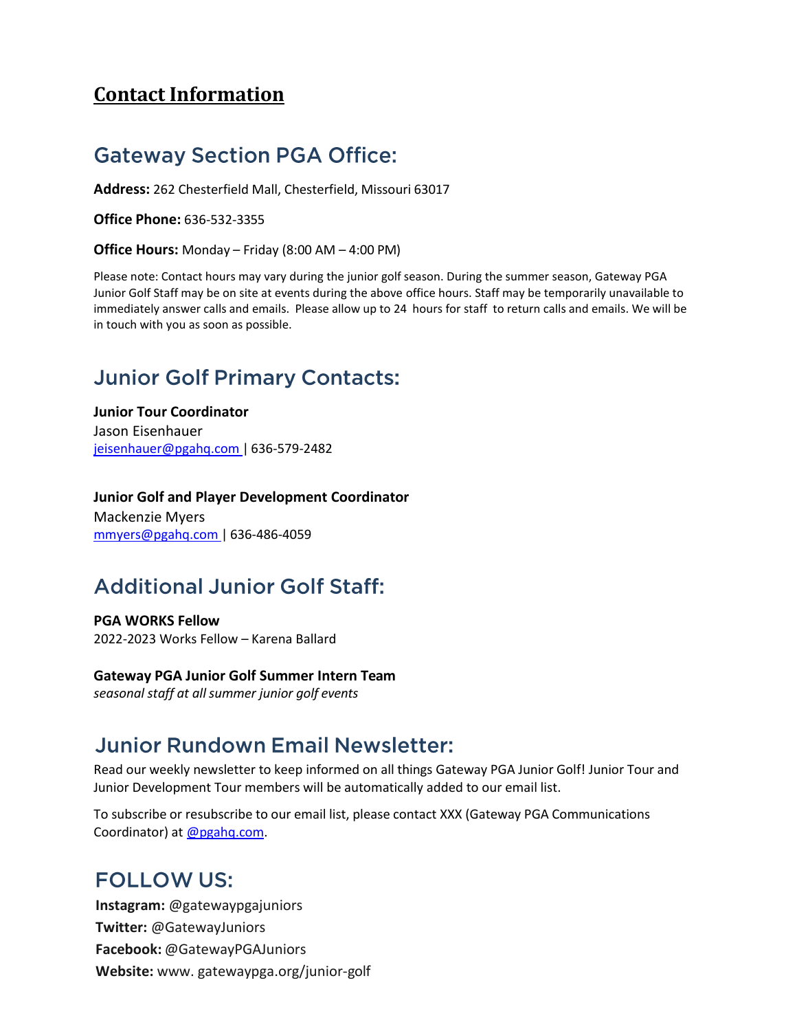# Contact Information

## Gateway Section PGA Office:

**Address:** 262 Chesterfield Mall, Chesterfield, Missouri 63017

**Office Phone:** 636-532-3355

**Office Hours:** Monday – Friday (8:00 AM – 4:00 PM)

Please note: Contact hours may vary during the junior golf season. During the summer season, Gateway PGA Junior Golf Staff may be on site at events during the above office hours. Staff may be temporarily unavailable to immediately answer calls and emails. Please allow up to 24 hours for staff to return calls and emails. We will be in touch with you as soon as possible.

## Junior Golf Primary Contacts:

**Junior Tour Coordinator**
Jason Eisenhauer
jeisenhauer@pgahq.com | 636-579-2482

**Junior Golf and Player Development Coordinator**
Mackenzie Myers
mmyers@pgahq.com | 636-486-4059

## Additional Junior Golf Staff:

**PGA WORKS Fellow**
2022-2023 Works Fellow – Karena Ballard

**Gateway PGA Junior Golf Summer Intern Team**
*seasonal staff at all summer junior golf events*

## Junior Rundown Email Newsletter:

Read our weekly newsletter to keep informed on all things Gateway PGA Junior Golf! Junior Tour and Junior Development Tour members will be automatically added to our email list.

To subscribe or resubscribe to our email list, please contact XXX (Gateway PGA Communications Coordinator) at @pgahq.com.

## FOLLOW US:

**Instagram:** @gatewaypgajuniors
**Twitter:** @GatewayJuniors
**Facebook:** @GatewayPGAJuniors
**Website:** www. gatewaypga.org/junior-golf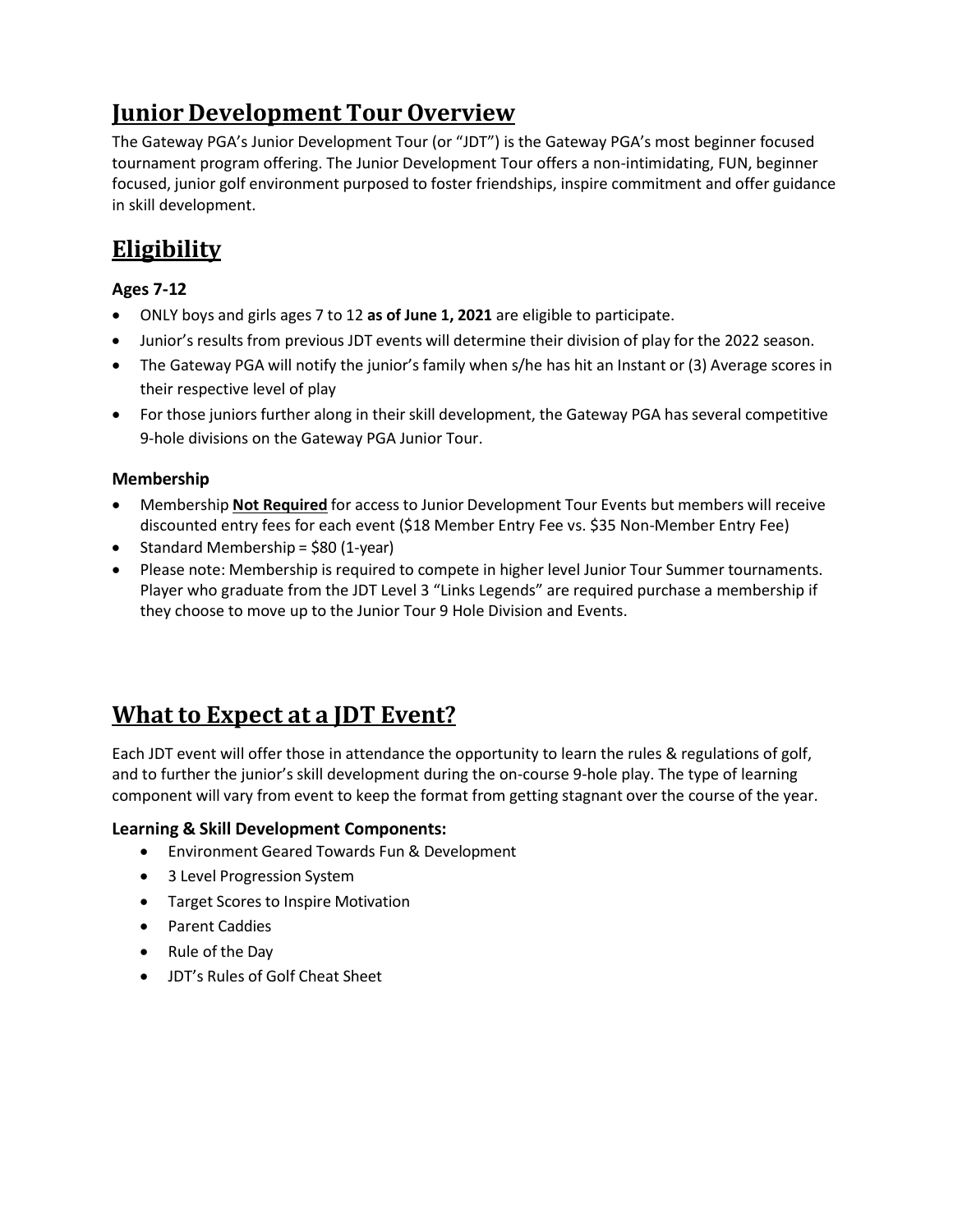# Junior Development Tour Overview

The Gateway PGA's Junior Development Tour (or "JDT") is the Gateway PGA's most beginner focused tournament program offering. The Junior Development Tour offers a non-intimidating, FUN, beginner focused, junior golf environment purposed to foster friendships, inspire commitment and offer guidance in skill development.

# Eligibility

### Ages 7-12

- ONLY boys and girls ages 7 to 12 **as of June 1, 2021** are eligible to participate.
- Junior's results from previous JDT events will determine their division of play for the 2022 season.
- The Gateway PGA will notify the junior's family when s/he has hit an Instant or (3) Average scores in their respective level of play
- For those juniors further along in their skill development, the Gateway PGA has several competitive 9-hole divisions on the Gateway PGA Junior Tour.

### Membership

- Membership **Not Required** for access to Junior Development Tour Events but members will receive discounted entry fees for each event ($18 Member Entry Fee vs. $35 Non-Member Entry Fee)
- Standard Membership = $80 (1-year)
- Please note: Membership is required to compete in higher level Junior Tour Summer tournaments. Player who graduate from the JDT Level 3 "Links Legends" are required purchase a membership if they choose to move up to the Junior Tour 9 Hole Division and Events.

# What to Expect at a JDT Event?

Each JDT event will offer those in attendance the opportunity to learn the rules & regulations of golf, and to further the junior's skill development during the on-course 9-hole play. The type of learning component will vary from event to keep the format from getting stagnant over the course of the year.

### Learning & Skill Development Components:

- Environment Geared Towards Fun & Development
- 3 Level Progression System
- Target Scores to Inspire Motivation
- Parent Caddies
- Rule of the Day
- JDT's Rules of Golf Cheat Sheet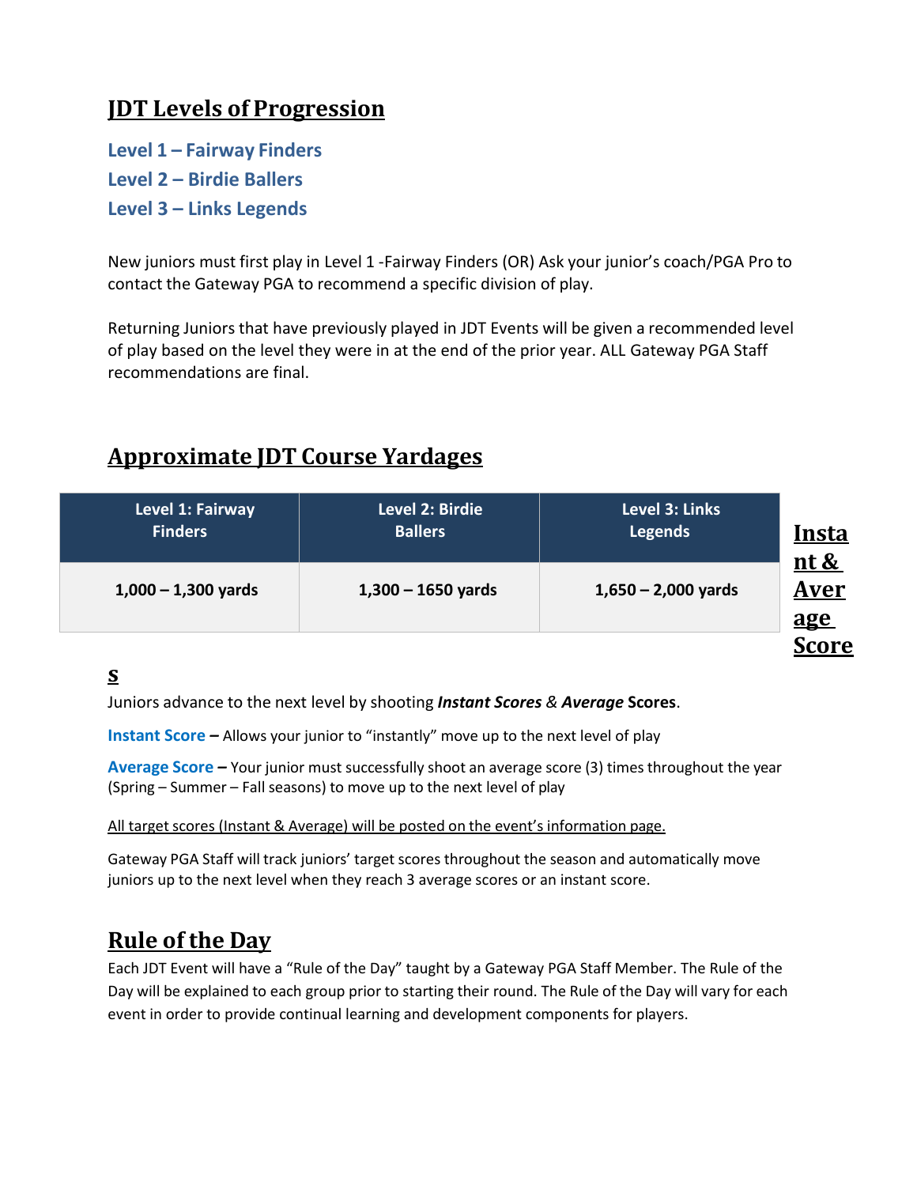## JDT Levels of Progression

### Level 1 – Fairway Finders
### Level 2 – Birdie Ballers
### Level 3 – Links Legends

New juniors must first play in Level 1 -Fairway Finders (OR) Ask your junior's coach/PGA Pro to contact the Gateway PGA to recommend a specific division of play.

Returning Juniors that have previously played in JDT Events will be given a recommended level of play based on the level they were in at the end of the prior year. ALL Gateway PGA Staff recommendations are final.

## Approximate JDT Course Yardages

| Level 1: Fairway Finders | Level 2: Birdie Ballers | Level 3: Links Legends |
|---|---|---|
| 1,000 – 1,300 yards | 1,300 – 1650 yards | 1,650 – 2,000 yards |

## Instant & Average Scores

Juniors advance to the next level by shooting ***Instant Scores*** & ***Average*** **Scores**.

**Instant Score –** Allows your junior to "instantly" move up to the next level of play

**Average Score –** Your junior must successfully shoot an average score (3) times throughout the year (Spring – Summer – Fall seasons) to move up to the next level of play

All target scores (Instant & Average) will be posted on the event's information page.

Gateway PGA Staff will track juniors' target scores throughout the season and automatically move juniors up to the next level when they reach 3 average scores or an instant score.

## Rule of the Day

Each JDT Event will have a "Rule of the Day" taught by a Gateway PGA Staff Member. The Rule of the Day will be explained to each group prior to starting their round. The Rule of the Day will vary for each event in order to provide continual learning and development components for players.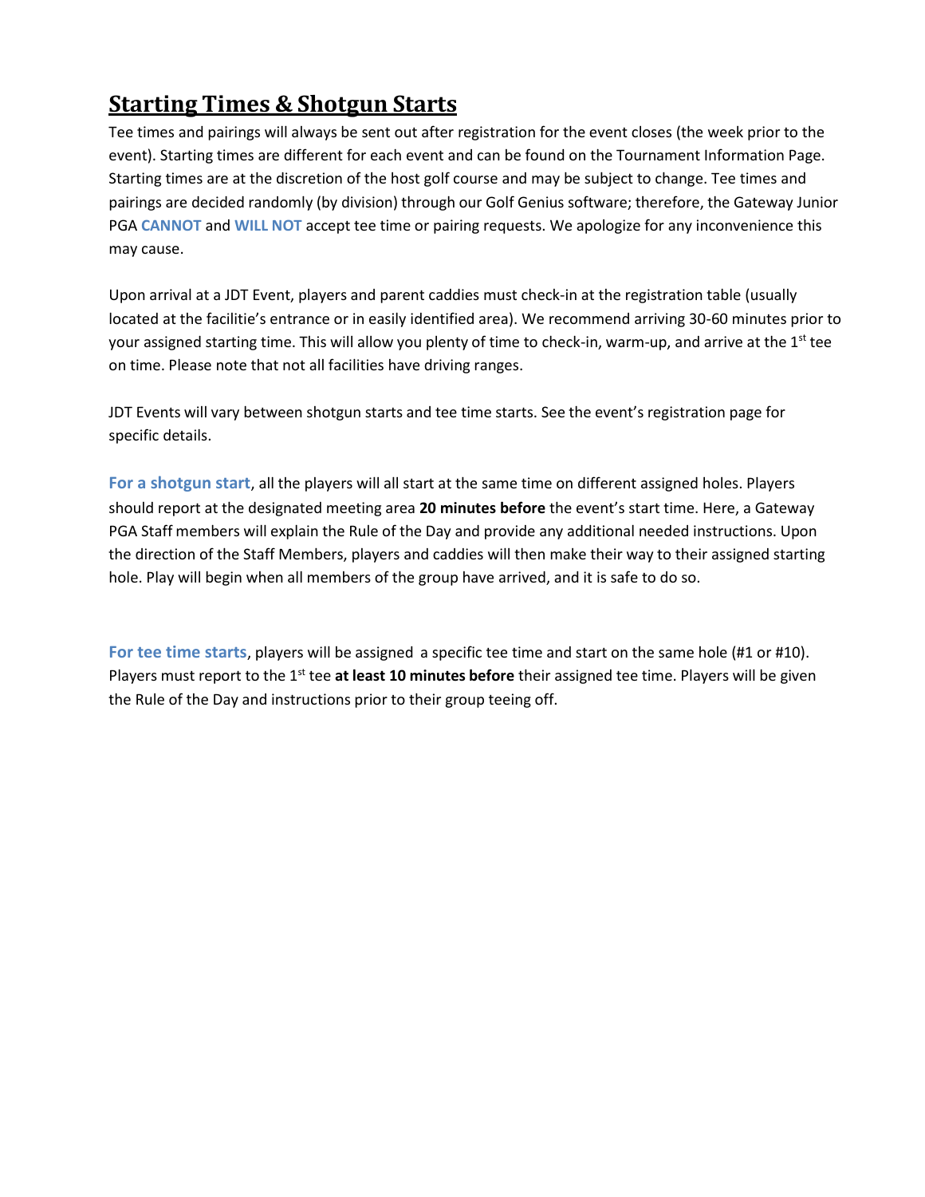## **Starting Times & Shotgun Starts**

Tee times and pairings will always be sent out after registration for the event closes (the week prior to the event). Starting times are different for each event and can be found on the Tournament Information Page. Starting times are at the discretion of the host golf course and may be subject to change. Tee times and pairings are decided randomly (by division) through our Golf Genius software; therefore, the Gateway Junior PGA **CANNOT** and **WILL NOT** accept tee time or pairing requests. We apologize for any inconvenience this may cause.

Upon arrival at a JDT Event, players and parent caddies must check-in at the registration table (usually located at the facilitie's entrance or in easily identified area). We recommend arriving 30-60 minutes prior to your assigned starting time. This will allow you plenty of time to check-in, warm-up, and arrive at the 1st tee on time. Please note that not all facilities have driving ranges.

JDT Events will vary between shotgun starts and tee time starts. See the event's registration page for specific details.

**For a shotgun start**, all the players will all start at the same time on different assigned holes. Players should report at the designated meeting area **20 minutes before** the event's start time. Here, a Gateway PGA Staff members will explain the Rule of the Day and provide any additional needed instructions. Upon the direction of the Staff Members, players and caddies will then make their way to their assigned starting hole. Play will begin when all members of the group have arrived, and it is safe to do so.

**For tee time starts**, players will be assigned a specific tee time and start on the same hole (#1 or #10). Players must report to the 1st tee **at least 10 minutes before** their assigned tee time. Players will be given the Rule of the Day and instructions prior to their group teeing off.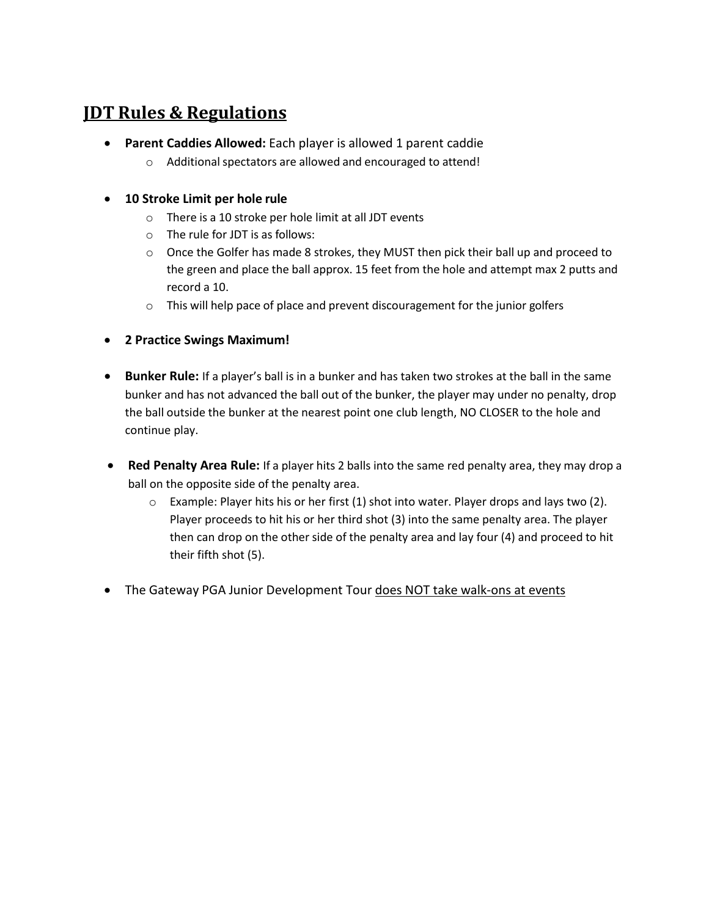## JDT Rules & Regulations

- **Parent Caddies Allowed:** Each player is allowed 1 parent caddie
  - Additional spectators are allowed and encouraged to attend!

- **10 Stroke Limit per hole rule**
  - There is a 10 stroke per hole limit at all JDT events
  - The rule for JDT is as follows:
  - Once the Golfer has made 8 strokes, they MUST then pick their ball up and proceed to the green and place the ball approx. 15 feet from the hole and attempt max 2 putts and record a 10.
  - This will help pace of place and prevent discouragement for the junior golfers

- **2 Practice Swings Maximum!**

- **Bunker Rule:** If a player's ball is in a bunker and has taken two strokes at the ball in the same bunker and has not advanced the ball out of the bunker, the player may under no penalty, drop the ball outside the bunker at the nearest point one club length, NO CLOSER to the hole and continue play.

- **Red Penalty Area Rule:** If a player hits 2 balls into the same red penalty area, they may drop a ball on the opposite side of the penalty area.
  - Example: Player hits his or her first (1) shot into water. Player drops and lays two (2). Player proceeds to hit his or her third shot (3) into the same penalty area. The player then can drop on the other side of the penalty area and lay four (4) and proceed to hit their fifth shot (5).

- The Gateway PGA Junior Development Tour <u>does NOT take walk-ons at events</u>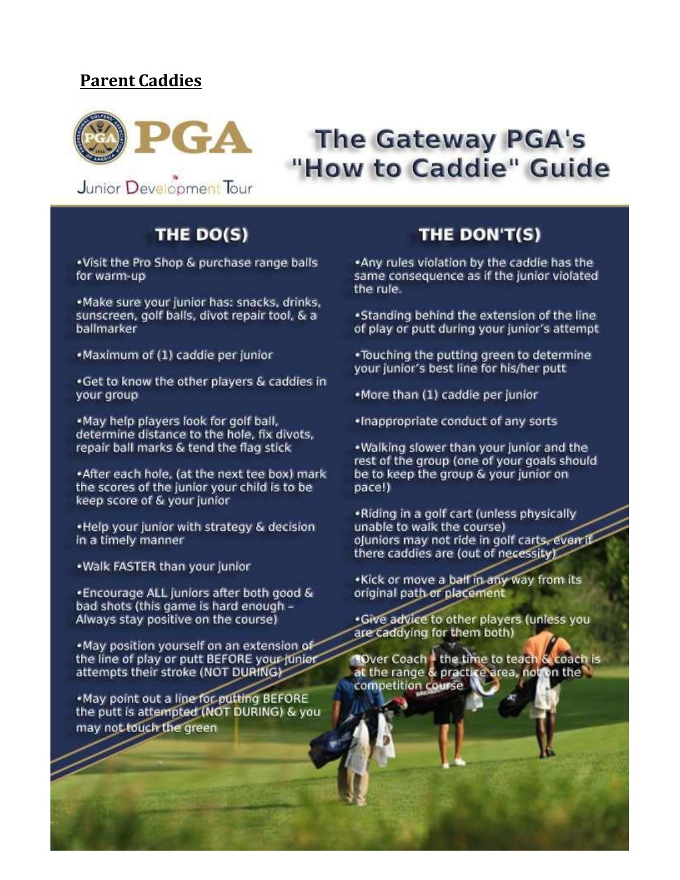## Parent Caddies

PGA

Junior Development Tour

# The Gateway PGA's "How to Caddie" Guide

### THE DO(S)

- Visit the Pro Shop & purchase range balls for warm-up
- Make sure your junior has: snacks, drinks, sunscreen, golf balls, divot repair tool, & a ballmarker
- Maximum of (1) caddie per junior
- Get to know the other players & caddies in your group
- May help players look for golf ball, determine distance to the hole, fix divots, repair ball marks & tend the flag stick
- After each hole, (at the next tee box) mark the scores of the junior your child is to be keep score of & your junior
- Help your junior with strategy & decision in a timely manner
- Walk FASTER than your junior
- Encourage ALL juniors after both good & bad shots (this game is hard enough – Always stay positive on the course)
- May position yourself on an extension of the line of play or putt BEFORE your junior attempts their stroke (NOT DURING)
- May point out a line for putting BEFORE the putt is attempted (NOT DURING) & you may not touch the green

### THE DON'T(S)

- Any rules violation by the caddie has the same consequence as if the junior violated the rule.
- Standing behind the extension of the line of play or putt during your junior's attempt
- Touching the putting green to determine your junior's best line for his/her putt
- More than (1) caddie per junior
- Inappropriate conduct of any sorts
- Walking slower than your junior and the rest of the group (one of your goals should be to keep the group & your junior on pace!)
- Riding in a golf cart (unless physically unable to walk the course)
  - Juniors may not ride in golf carts, even if there caddies are (out of necessity)
- Kick or move a ball in any way from its original path or placement
- Give advice to other players (unless you are caddying for them both)
- Over Coach – the time to teach & coach is at the range & practice area, not on the competition course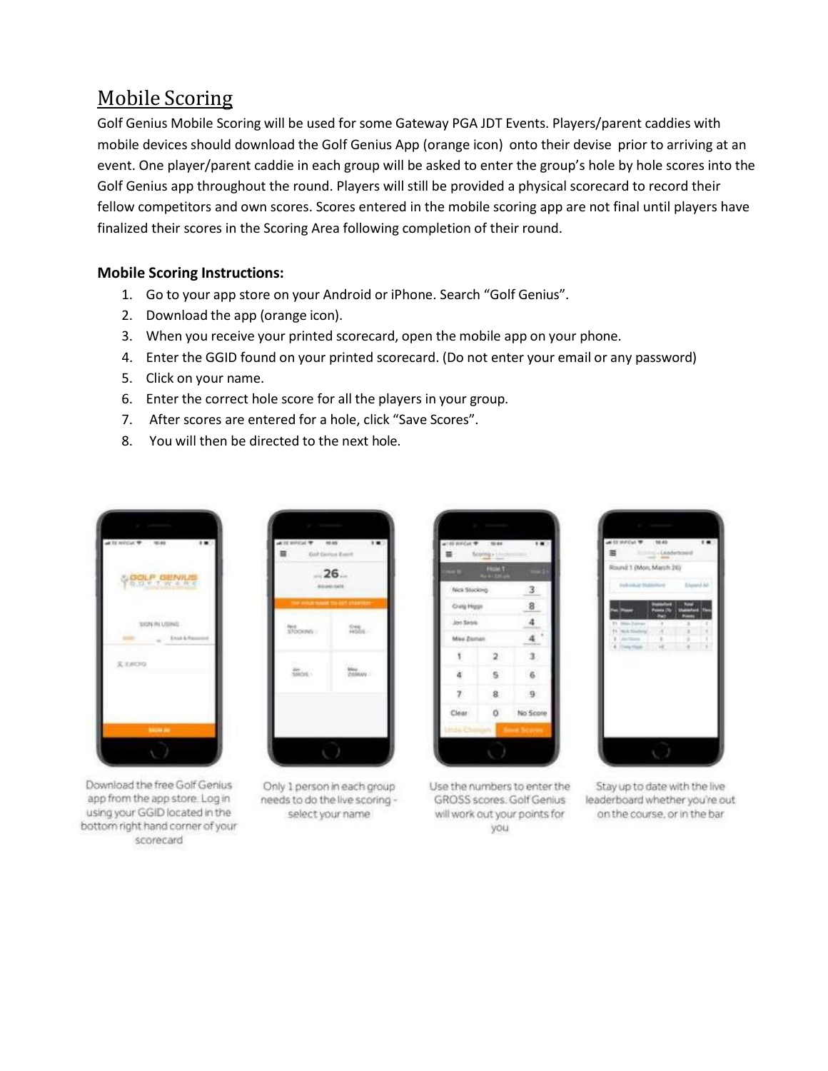## Mobile Scoring

Golf Genius Mobile Scoring will be used for some Gateway PGA JDT Events. Players/parent caddies with mobile devices should download the Golf Genius App (orange icon) onto their devise prior to arriving at an event. One player/parent caddie in each group will be asked to enter the group's hole by hole scores into the Golf Genius app throughout the round. Players will still be provided a physical scorecard to record their fellow competitors and own scores. Scores entered in the mobile scoring app are not final until players have finalized their scores in the Scoring Area following completion of their round.

### Mobile Scoring Instructions:

1. Go to your app store on your Android or iPhone. Search "Golf Genius".
2. Download the app (orange icon).
3. When you receive your printed scorecard, open the mobile app on your phone.
4. Enter the GGID found on your printed scorecard. (Do not enter your email or any password)
5. Click on your name.
6. Enter the correct hole score for all the players in your group.
7. After scores are entered for a hole, click "Save Scores".
8. You will then be directed to the next hole.

Download the free Golf Genius app from the app store. Log in using your GGID located in the bottom right hand corner of your scorecard

Only 1 person in each group needs to do the live scoring - select your name

Use the numbers to enter the GROSS scores. Golf Genius will work out your points for you

Stay up to date with the live leaderboard whether you're out on the course, or in the bar